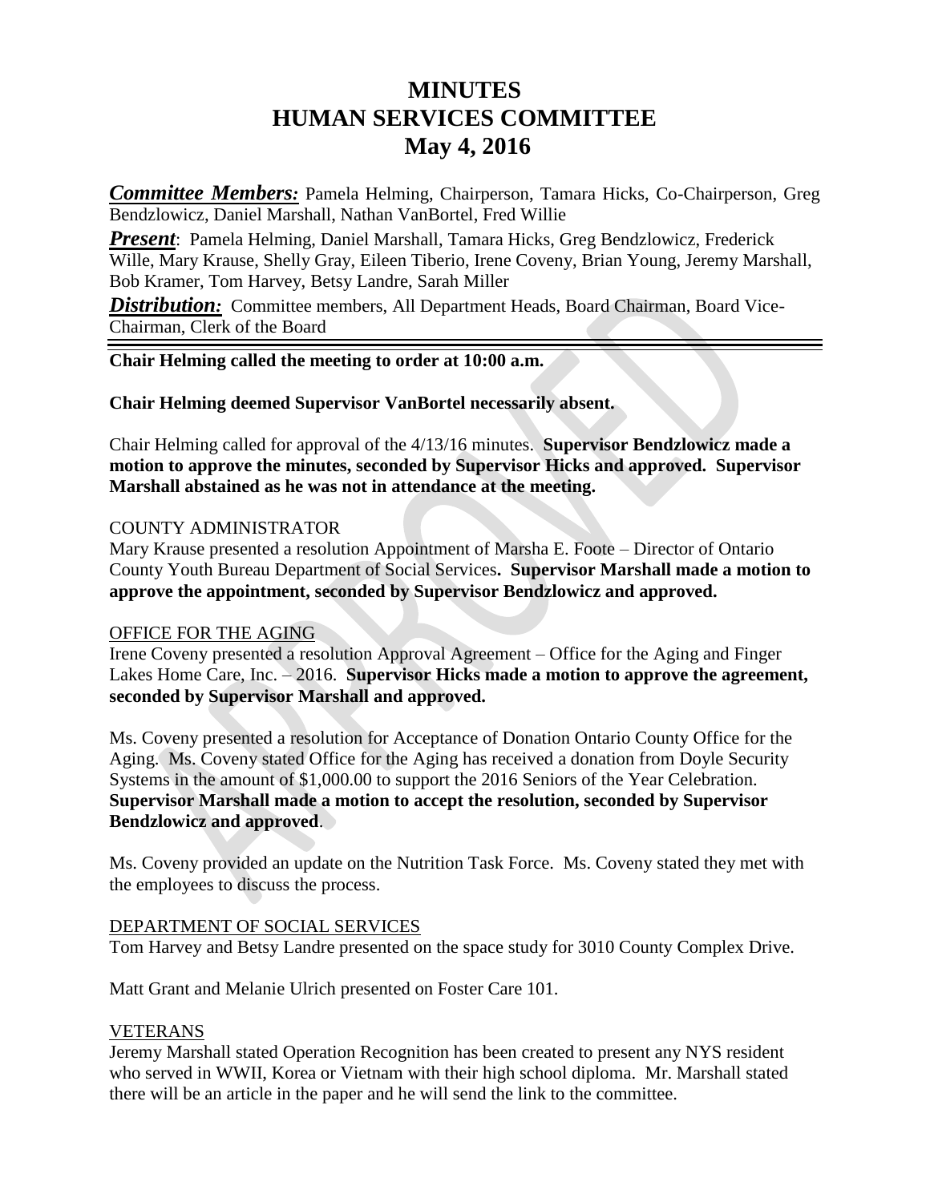# MINUTES
# HUMAN SERVICES COMMITTEE
# May 4, 2016

***Committee Members:*** Pamela Helming, Chairperson, Tamara Hicks, Co-Chairperson, Greg Bendzlowicz, Daniel Marshall, Nathan VanBortel, Fred Willie

***Present***: Pamela Helming, Daniel Marshall, Tamara Hicks, Greg Bendzlowicz, Frederick Wille, Mary Krause, Shelly Gray, Eileen Tiberio, Irene Coveny, Brian Young, Jeremy Marshall, Bob Kramer, Tom Harvey, Betsy Landre, Sarah Miller

***Distribution:*** Committee members, All Department Heads, Board Chairman, Board Vice-Chairman, Clerk of the Board

---

**Chair Helming called the meeting to order at 10:00 a.m.**

**Chair Helming deemed Supervisor VanBortel necessarily absent.**

Chair Helming called for approval of the 4/13/16 minutes. **Supervisor Bendzlowicz made a motion to approve the minutes, seconded by Supervisor Hicks and approved. Supervisor Marshall abstained as he was not in attendance at the meeting.**

COUNTY ADMINISTRATOR

Mary Krause presented a resolution Appointment of Marsha E. Foote – Director of Ontario County Youth Bureau Department of Social Services**. Supervisor Marshall made a motion to approve the appointment, seconded by Supervisor Bendzlowicz and approved.**

<u>OFFICE FOR THE AGING</u>

Irene Coveny presented a resolution Approval Agreement – Office for the Aging and Finger Lakes Home Care, Inc. – 2016. **Supervisor Hicks made a motion to approve the agreement, seconded by Supervisor Marshall and approved.**

Ms. Coveny presented a resolution for Acceptance of Donation Ontario County Office for the Aging. Ms. Coveny stated Office for the Aging has received a donation from Doyle Security Systems in the amount of $1,000.00 to support the 2016 Seniors of the Year Celebration. **Supervisor Marshall made a motion to accept the resolution, seconded by Supervisor Bendzlowicz and approved**.

Ms. Coveny provided an update on the Nutrition Task Force. Ms. Coveny stated they met with the employees to discuss the process.

<u>DEPARTMENT OF SOCIAL SERVICES</u>

Tom Harvey and Betsy Landre presented on the space study for 3010 County Complex Drive.

Matt Grant and Melanie Ulrich presented on Foster Care 101.

<u>VETERANS</u>

Jeremy Marshall stated Operation Recognition has been created to present any NYS resident who served in WWII, Korea or Vietnam with their high school diploma. Mr. Marshall stated there will be an article in the paper and he will send the link to the committee.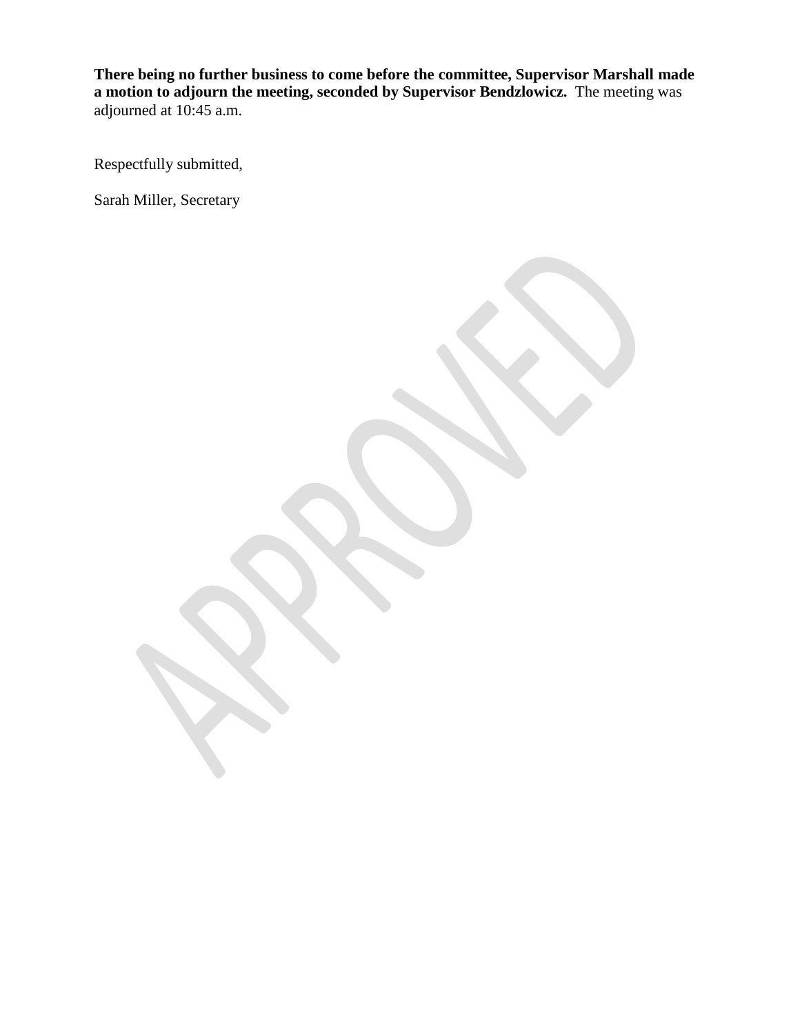**There being no further business to come before the committee, Supervisor Marshall made a motion to adjourn the meeting, seconded by Supervisor Bendzlowicz.** The meeting was adjourned at 10:45 a.m.

Respectfully submitted,

Sarah Miller, Secretary

APPROVED